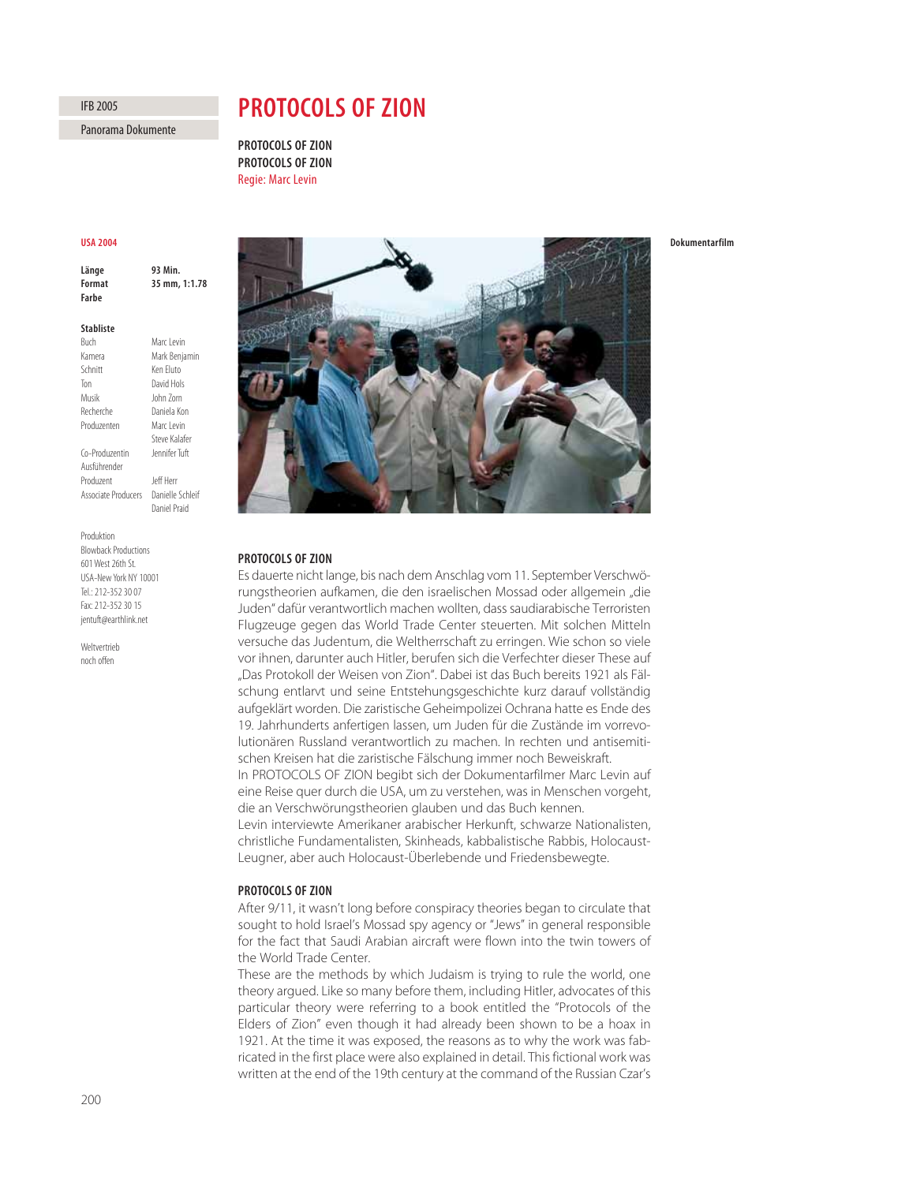IFB 2005

Panorama Dokumente

# PROTOCOLS OF ZION

**PROTOCOLS OF ZION**
**PROTOCOLS OF ZION**
Regie: Marc Levin

**USA 2004**

**Dokumentarfilm**

| | |
|---|---|
| **Länge** | **93 Min.** |
| **Format** | **35 mm, 1:1.78** |
| **Farbe** | |

**Stabliste**

| | |
|---|---|
| Buch | Marc Levin |
| Kamera | Mark Benjamin |
| Schnitt | Ken Eluto |
| Ton | David Hols |
| Musik | John Zorn |
| Recherche | Daniela Kon |
| Produzenten | Marc Levin |
| | Steve Kalafer |
| Co-Produzentin | Jennifer Tuft |
| Ausführender Produzent | Jeff Herr |
| Associate Producers | Danielle Schleif |
| | Daniel Praid |

Produktion
Blowback Productions
601 West 26th St.
USA-New York NY 10001
Tel.: 212-352 30 07
Fax: 212-352 30 15
jentuft@earthlink.net

Weltvertrieb
noch offen

**PROTOCOLS OF ZION**

Es dauerte nicht lange, bis nach dem Anschlag vom 11. September Verschwörungstheorien aufkamen, die den israelischen Mossad oder allgemein „die Juden" dafür verantwortlich machen wollten, dass saudiarabische Terroristen Flugzeuge gegen das World Trade Center steuerten. Mit solchen Mitteln versuche das Judentum, die Weltherrschaft zu erringen. Wie schon so viele vor ihnen, darunter auch Hitler, berufen sich die Verfechter dieser These auf „Das Protokoll der Weisen von Zion". Dabei ist das Buch bereits 1921 als Fälschung entlarvt und seine Entstehungsgeschichte kurz darauf vollständig aufgeklärt worden. Die zaristische Geheimpolizei Ochrana hatte es Ende des 19. Jahrhunderts anfertigen lassen, um Juden für die Zustände im vorrevolutionären Russland verantwortlich zu machen. In rechten und antisemitischen Kreisen hat die zaristische Fälschung immer noch Beweiskraft.
In PROTOCOLS OF ZION begibt sich der Dokumentarfilmer Marc Levin auf eine Reise quer durch die USA, um zu verstehen, was in Menschen vorgeht, die an Verschwörungstheorien glauben und das Buch kennen.
Levin interviewte Amerikaner arabischer Herkunft, schwarze Nationalisten, christliche Fundamentalisten, Skinheads, kabbalistische Rabbis, Holocaust-Leugner, aber auch Holocaust-Überlebende und Friedensbewegte.

**PROTOCOLS OF ZION**

After 9/11, it wasn't long before conspiracy theories began to circulate that sought to hold Israel's Mossad spy agency or "Jews" in general responsible for the fact that Saudi Arabian aircraft were flown into the twin towers of the World Trade Center.
These are the methods by which Judaism is trying to rule the world, one theory argued. Like so many before them, including Hitler, advocates of this particular theory were referring to a book entitled the "Protocols of the Elders of Zion" even though it had already been shown to be a hoax in 1921. At the time it was exposed, the reasons as to why the work was fabricated in the first place were also explained in detail. This fictional work was written at the end of the 19th century at the command of the Russian Czar's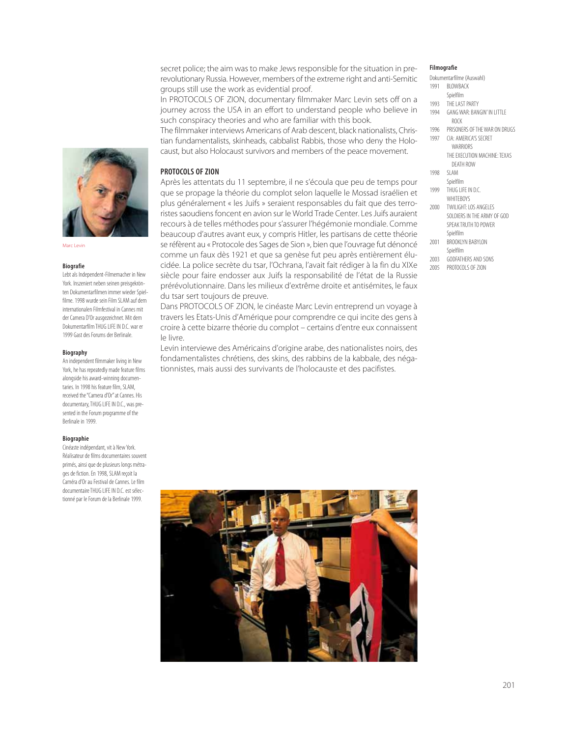secret police; the aim was to make Jews responsible for the situation in pre-revolutionary Russia. However, members of the extreme right and anti-Semitic groups still use the work as evidential proof.

In PROTOCOLS OF ZION, documentary filmmaker Marc Levin sets off on a journey across the USA in an effort to understand people who believe in such conspiracy theories and who are familiar with this book.

The filmmaker interviews Americans of Arab descent, black nationalists, Christian fundamentalists, skinheads, cabbalist Rabbis, those who deny the Holocaust, but also Holocaust survivors and members of the peace movement.

## PROTOCOLS OF ZION

Après les attentats du 11 septembre, il ne s'écoula que peu de temps pour que se propage la théorie du complot selon laquelle le Mossad israélien et plus généralement « les Juifs » seraient responsables du fait que des terroristes saoudiens foncent en avion sur le World Trade Center. Les Juifs auraient recours à de telles méthodes pour s'assurer l'hégémonie mondiale. Comme beaucoup d'autres avant eux, y compris Hitler, les partisans de cette théorie se réfèrent au « Protocole des Sages de Sion », bien que l'ouvrage fut dénoncé comme un faux dès 1921 et que sa genèse fut peu après entièrement élucidée. La police secrète du tsar, l'Ochrana, l'avait fait rédiger à la fin du XIXe siècle pour faire endosser aux Juifs la responsabilité de l'état de la Russie prérévolutionnaire. Dans les milieux d'extrême droite et antisémites, le faux du tsar sert toujours de preuve.

Dans PROTOCOLS OF ZION, le cinéaste Marc Levin entreprend un voyage à travers les Etats-Unis d'Amérique pour comprendre ce qui incite des gens à croire à cette bizarre théorie du complot – certains d'entre eux connaissent le livre.

Levin interviewe des Américains d'origine arabe, des nationalistes noirs, des fondamentalistes chrétiens, des skins, des rabbins de la kabbale, des négationnistes, mais aussi des survivants de l'holocauste et des pacifistes.

Marc Levin

### Biografie

Lebt als Independent-Filmemacher in New York. Inszeniert neben seinen preisgekrönten Dokumentarfilmen immer wieder Spielfilme. 1998 wurde sein Film SLAM auf dem internationalen Filmfestival in Cannes mit der Camera D'Or ausgezeichnet. Mit dem Dokumentarfilm THUG LIFE IN D.C. war er 1999 Gast des Forums der Berlinale.

### Biography

An independent filmmaker living in New York, he has repeatedly made feature films alongside his award-winning documentaries. In 1998 his feature film, SLAM, received the "Camera d'Or" at Cannes. His documentary, THUG LIFE IN D.C., was presented in the Forum programme of the Berlinale in 1999.

### Biographie

Cinéaste indépendant, vit à New York. Réalisateur de films documentaires souvent primés, ainsi que de plusieurs longs métrages de fiction. En 1998, SLAM reçoit la Caméra d'Or au Festival de Cannes. Le film documentaire THUG LIFE IN D.C. est sélectionné par le Forum de la Berlinale 1999.

### Filmografie

Dokumentarfilme (Auswahl)

- 1991 BLOWBACK
  Spielfilm
- 1993 THE LAST PARTY
- 1994 GANG WAR: BANGIN' IN LITTLE ROCK
- 1996 PRISONERS OF THE WAR ON DRUGS
- 1997 CIA: AMERICA'S SECRET WARRIORS
  THE EXECUTION MACHINE: TEXAS DEATH ROW
- 1998 SLAM
  Spielfilm
- 1999 THUG LIFE IN D.C.
  WHITEBOYS
- 2000 TWILIGHT: LOS ANGELES
  SOLDIERS IN THE ARMY OF GOD
  SPEAK TRUTH TO POWER
  Spielfilm
- 2001 BROOKLYN BABYLON
  Spielfilm
- 2003 GODFATHERS AND SONS
- 2005 PROTOCOLS OF ZION